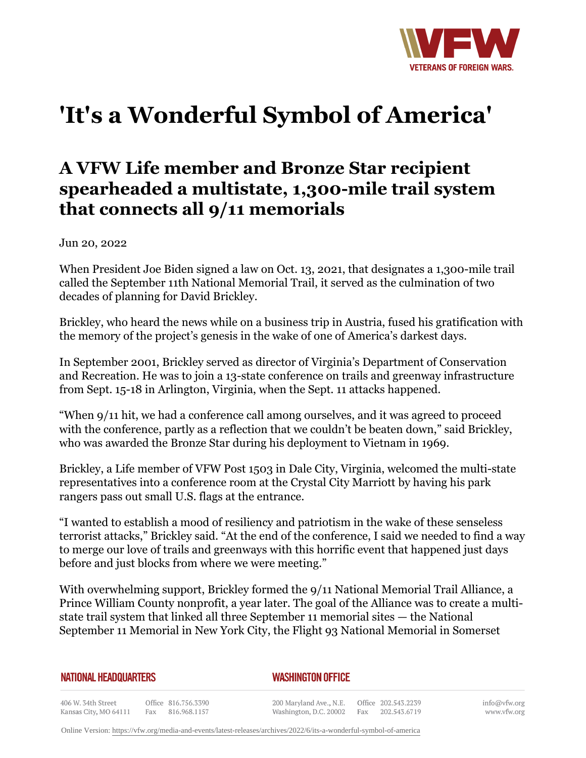# 'It's a Wonderful Symbol of America'

## A VFW Life member and Bronze Star recipient spearheaded a multistate, 1,300-mile trail system that connects all 9/11 memorials

Jun 20, 2022

When President Joe Biden signed a law on Oct. 13, 2021, that designates a 1,300-mile trail called the September 11th National Memorial Trail, it served as the culmination of two decades of planning for David Brickley.

Brickley, who heard the news while on a business trip in Austria, fused his gratification with the memory of the project's genesis in the wake of one of America's darkest days.

In September 2001, Brickley served as director of Virginia's Department of Conservation and Recreation. He was to join a 13-state conference on trails and greenway infrastructure from Sept. 15-18 in Arlington, Virginia, when the Sept. 11 attacks happened.

"When 9/11 hit, we had a conference call among ourselves, and it was agreed to proceed with the conference, partly as a reflection that we couldn't be beaten down," said Brickley, who was awarded the Bronze Star during his deployment to Vietnam in 1969.

Brickley, a Life member of VFW Post 1503 in Dale City, Virginia, welcomed the multi-state representatives into a conference room at the Crystal City Marriott by having his park rangers pass out small U.S. flags at the entrance.

"I wanted to establish a mood of resiliency and patriotism in the wake of these senseless terrorist attacks," Brickley said. "At the end of the conference, I said we needed to find a way to merge our love of trails and greenways with this horrific event that happened just days before and just blocks from where we were meeting."

With overwhelming support, Brickley formed the 9/11 National Memorial Trail Alliance, a Prince William County nonprofit, a year later. The goal of the Alliance was to create a multi-state trail system that linked all three September 11 memorial sites — the National September 11 Memorial in New York City, the Flight 93 National Memorial in Somerset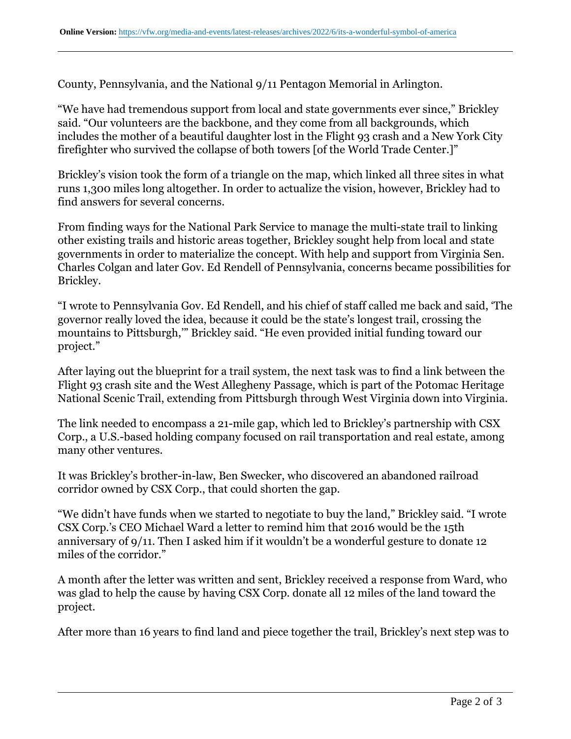County, Pennsylvania, and the National 9/11 Pentagon Memorial in Arlington.

“We have had tremendous support from local and state governments ever since,” Brickley said. “Our volunteers are the backbone, and they come from all backgrounds, which includes the mother of a beautiful daughter lost in the Flight 93 crash and a New York City firefighter who survived the collapse of both towers [of the World Trade Center.]”

Brickley’s vision took the form of a triangle on the map, which linked all three sites in what runs 1,300 miles long altogether. In order to actualize the vision, however, Brickley had to find answers for several concerns.

From finding ways for the National Park Service to manage the multi-state trail to linking other existing trails and historic areas together, Brickley sought help from local and state governments in order to materialize the concept. With help and support from Virginia Sen. Charles Colgan and later Gov. Ed Rendell of Pennsylvania, concerns became possibilities for Brickley.

“I wrote to Pennsylvania Gov. Ed Rendell, and his chief of staff called me back and said, ‘The governor really loved the idea, because it could be the state’s longest trail, crossing the mountains to Pittsburgh,’” Brickley said. “He even provided initial funding toward our project.”

After laying out the blueprint for a trail system, the next task was to find a link between the Flight 93 crash site and the West Allegheny Passage, which is part of the Potomac Heritage National Scenic Trail, extending from Pittsburgh through West Virginia down into Virginia.

The link needed to encompass a 21-mile gap, which led to Brickley’s partnership with CSX Corp., a U.S.-based holding company focused on rail transportation and real estate, among many other ventures.

It was Brickley’s brother-in-law, Ben Swecker, who discovered an abandoned railroad corridor owned by CSX Corp., that could shorten the gap.

“We didn’t have funds when we started to negotiate to buy the land,” Brickley said. “I wrote CSX Corp.’s CEO Michael Ward a letter to remind him that 2016 would be the 15th anniversary of 9/11. Then I asked him if it wouldn’t be a wonderful gesture to donate 12 miles of the corridor.”

A month after the letter was written and sent, Brickley received a response from Ward, who was glad to help the cause by having CSX Corp. donate all 12 miles of the land toward the project.

After more than 16 years to find land and piece together the trail, Brickley’s next step was to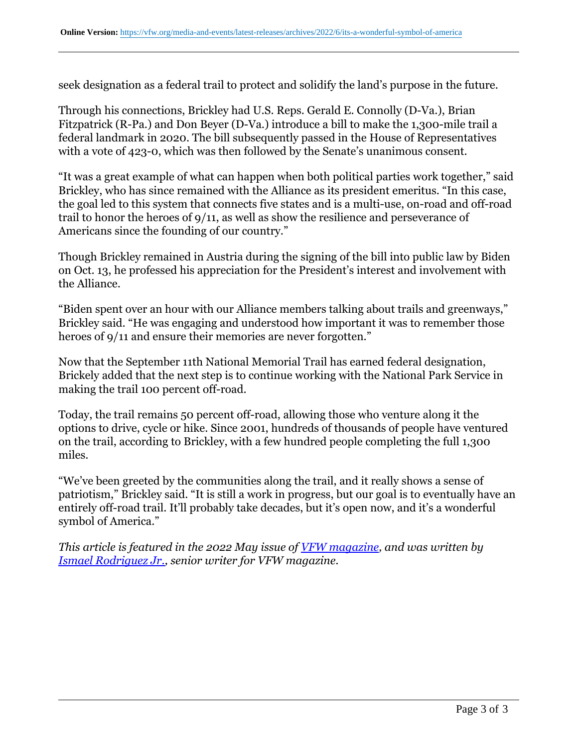seek designation as a federal trail to protect and solidify the land's purpose in the future.

Through his connections, Brickley had U.S. Reps. Gerald E. Connolly (D-Va.), Brian Fitzpatrick (R-Pa.) and Don Beyer (D-Va.) introduce a bill to make the 1,300-mile trail a federal landmark in 2020. The bill subsequently passed in the House of Representatives with a vote of 423-0, which was then followed by the Senate's unanimous consent.

"It was a great example of what can happen when both political parties work together," said Brickley, who has since remained with the Alliance as its president emeritus. "In this case, the goal led to this system that connects five states and is a multi-use, on-road and off-road trail to honor the heroes of 9/11, as well as show the resilience and perseverance of Americans since the founding of our country."

Though Brickley remained in Austria during the signing of the bill into public law by Biden on Oct. 13, he professed his appreciation for the President's interest and involvement with the Alliance.

"Biden spent over an hour with our Alliance members talking about trails and greenways," Brickley said. "He was engaging and understood how important it was to remember those heroes of 9/11 and ensure their memories are never forgotten."

Now that the September 11th National Memorial Trail has earned federal designation, Brickely added that the next step is to continue working with the National Park Service in making the trail 100 percent off-road.

Today, the trail remains 50 percent off-road, allowing those who venture along it the options to drive, cycle or hike. Since 2001, hundreds of thousands of people have ventured on the trail, according to Brickley, with a few hundred people completing the full 1,300 miles.

"We've been greeted by the communities along the trail, and it really shows a sense of patriotism," Brickley said. "It is still a work in progress, but our goal is to eventually have an entirely off-road trail. It'll probably take decades, but it's open now, and it's a wonderful symbol of America."

*This article is featured in the 2022 May issue of [VFW magazine](), and was written by [Ismael Rodriguez Jr.](), senior writer for VFW magazine.*